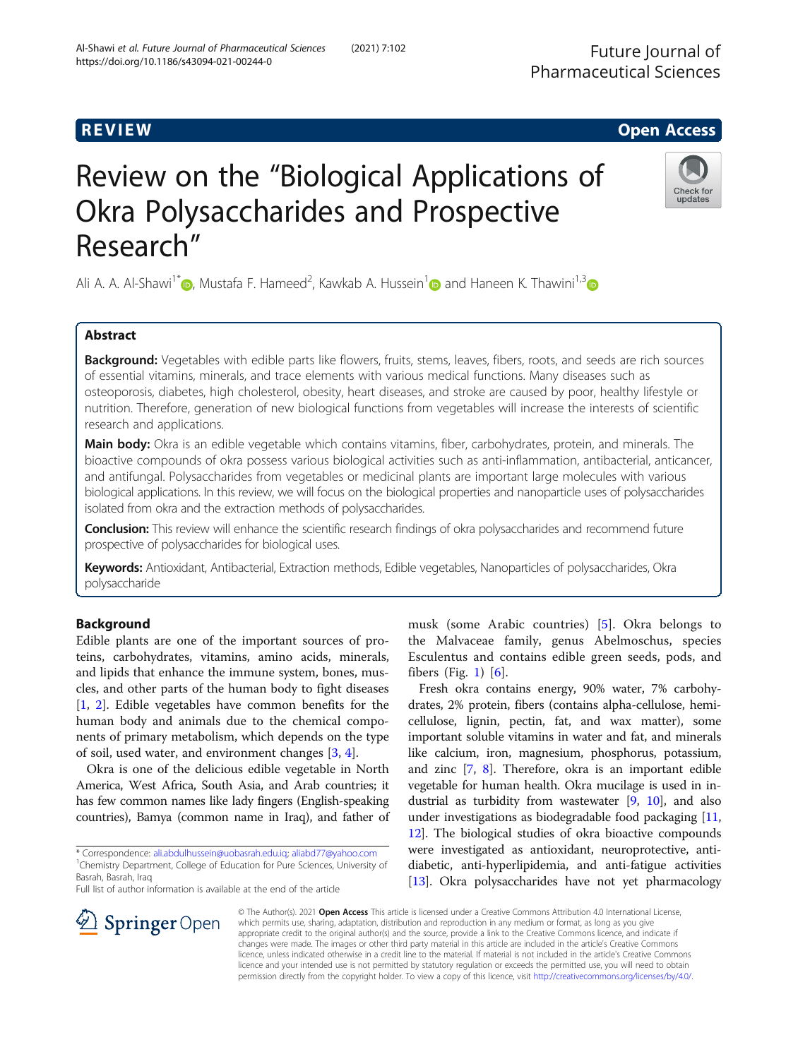REVIEW

Open Access

# Review on the "Biological Applications of Okra Polysaccharides and Prospective Research"

Ali A. A. Al-Shawi[1*], Mustafa F. Hameed[2], Kawkab A. Hussein[1] and Haneen K. Thawini[1,3]

## Abstract

**Background:** Vegetables with edible parts like flowers, fruits, stems, leaves, fibers, roots, and seeds are rich sources of essential vitamins, minerals, and trace elements with various medical functions. Many diseases such as osteoporosis, diabetes, high cholesterol, obesity, heart diseases, and stroke are caused by poor, healthy lifestyle or nutrition. Therefore, generation of new biological functions from vegetables will increase the interests of scientific research and applications.

**Main body:** Okra is an edible vegetable which contains vitamins, fiber, carbohydrates, protein, and minerals. The bioactive compounds of okra possess various biological activities such as anti-inflammation, antibacterial, anticancer, and antifungal. Polysaccharides from vegetables or medicinal plants are important large molecules with various biological applications. In this review, we will focus on the biological properties and nanoparticle uses of polysaccharides isolated from okra and the extraction methods of polysaccharides.

**Conclusion:** This review will enhance the scientific research findings of okra polysaccharides and recommend future prospective of polysaccharides for biological uses.

**Keywords:** Antioxidant, Antibacterial, Extraction methods, Edible vegetables, Nanoparticles of polysaccharides, Okra polysaccharide

## Background

Edible plants are one of the important sources of proteins, carbohydrates, vitamins, amino acids, minerals, and lipids that enhance the immune system, bones, muscles, and other parts of the human body to fight diseases [1, 2]. Edible vegetables have common benefits for the human body and animals due to the chemical components of primary metabolism, which depends on the type of soil, used water, and environment changes [3, 4].

Okra is one of the delicious edible vegetable in North America, West Africa, South Asia, and Arab countries; it has few common names like lady fingers (English-speaking countries), Bamya (common name in Iraq), and father of musk (some Arabic countries) [5]. Okra belongs to the Malvaceae family, genus Abelmoschus, species Esculentus and contains edible green seeds, pods, and fibers (Fig. 1) [6].

Fresh okra contains energy, 90% water, 7% carbohydrates, 2% protein, fibers (contains alpha-cellulose, hemicellulose, lignin, pectin, fat, and wax matter), some important soluble vitamins in water and fat, and minerals like calcium, iron, magnesium, phosphorus, potassium, and zinc [7, 8]. Therefore, okra is an important edible vegetable for human health. Okra mucilage is used in industrial as turbidity from wastewater [9, 10], and also under investigations as biodegradable food packaging [11, 12]. The biological studies of okra bioactive compounds were investigated as antioxidant, neuroprotective, anti-diabetic, anti-hyperlipidemia, and anti-fatigue activities [13]. Okra polysaccharides have not yet pharmacology

\* Correspondence: ali.abdulhussein@uobasrah.edu.iq; aliabd77@yahoo.com
[1]Chemistry Department, College of Education for Pure Sciences, University of Basrah, Basrah, Iraq
Full list of author information is available at the end of the article

© The Author(s). 2021 **Open Access** This article is licensed under a Creative Commons Attribution 4.0 International License, which permits use, sharing, adaptation, distribution and reproduction in any medium or format, as long as you give appropriate credit to the original author(s) and the source, provide a link to the Creative Commons licence, and indicate if changes were made. The images or other third party material in this article are included in the article's Creative Commons licence, unless indicated otherwise in a credit line to the material. If material is not included in the article's Creative Commons licence and your intended use is not permitted by statutory regulation or exceeds the permitted use, you will need to obtain permission directly from the copyright holder. To view a copy of this licence, visit http://creativecommons.org/licenses/by/4.0/.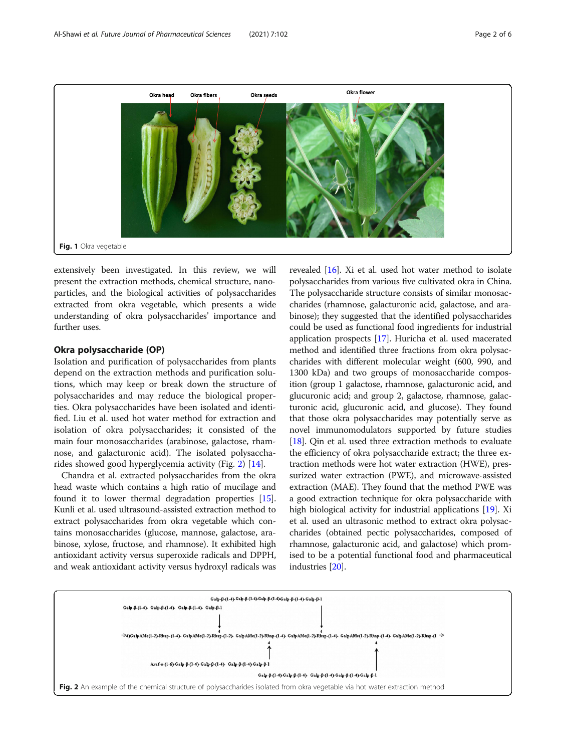Okra head

Okra fibers

Okra seeds

Okra flower

**Fig. 1** Okra vegetable

extensively been investigated. In this review, we will present the extraction methods, chemical structure, nanoparticles, and the biological activities of polysaccharides extracted from okra vegetable, which presents a wide understanding of okra polysaccharides' importance and further uses.

## Okra polysaccharide (OP)

Isolation and purification of polysaccharides from plants depend on the extraction methods and purification solutions, which may keep or break down the structure of polysaccharides and may reduce the biological properties. Okra polysaccharides have been isolated and identified. Liu et al. used hot water method for extraction and isolation of okra polysaccharides; it consisted of the main four monosaccharides (arabinose, galactose, rhamnose, and galacturonic acid). The isolated polysaccharides showed good hyperglycemia activity (Fig. 2) [14].

Chandra et al. extracted polysaccharides from the okra head waste which contains a high ratio of mucilage and found it to lower thermal degradation properties [15]. Kunli et al. used ultrasound-assisted extraction method to extract polysaccharides from okra vegetable which contains monosaccharides (glucose, mannose, galactose, arabinose, xylose, fructose, and rhamnose). It exhibited high antioxidant activity versus superoxide radicals and DPPH, and weak antioxidant activity versus hydroxyl radicals was revealed [16]. Xi et al. used hot water method to isolate polysaccharides from various five cultivated okra in China. The polysaccharide structure consists of similar monosaccharides (rhamnose, galacturonic acid, galactose, and arabinose); they suggested that the identified polysaccharides could be used as functional food ingredients for industrial application prospects [17]. Huricha et al. used macerated method and identified three fractions from okra polysaccharides with different molecular weight (600, 990, and 1300 kDa) and two groups of monosaccharide composition (group 1 galactose, rhamnose, galacturonic acid, and glucuronic acid; and group 2, galactose, rhamnose, galacturonic acid, glucuronic acid, and glucose). They found that those okra polysaccharides may potentially serve as novel immunomodulators supported by future studies [18]. Qin et al. used three extraction methods to evaluate the efficiency of okra polysaccharide extract; the three extraction methods were hot water extraction (HWE), pressurized water extraction (PWE), and microwave-assisted extraction (MAE). They found that the method PWE was a good extraction technique for okra polysaccharide with high biological activity for industrial applications [19]. Xi et al. used an ultrasonic method to extract okra polysaccharides (obtained pectic polysaccharides, composed of rhamnose, galacturonic acid, and galactose) which promised to be a potential functional food and pharmaceutical industries [20].

Galp-β-(1-4)-Galp-β-(1-4)-Galp-β-(1-4)-Galp-β-(1-4)-Galp-β-1

Galp-β-(1-4)- Galp-β-(1-4)- Galp-β-(1-4)- Galp-β-1

→4)GalpAMe(1-2)-Rhap-(1-4)- GalpAMe(1-2)-Rhap-(1-2)- GalpAMe(1-2)-Rhap-(1-4)- GalpAMe(1-2)-Rhap-(1-4)- GalpAMe(1-2)-Rhap-(1-4)- GalpAMe(1-2)-Rhap-(1 →

Araf-α-(1-6)-Galp-β-(1-4)- Galp-β-(1-4)- Galp-β-(1-4)-Galp-β-1

Galp-β-(1-4)-Galp-β-(1-4)- Galp-β-(1-4)-Galp-β-(1-4)-Galp-β-1

**Fig. 2** An example of the chemical structure of polysaccharides isolated from okra vegetable via hot water extraction method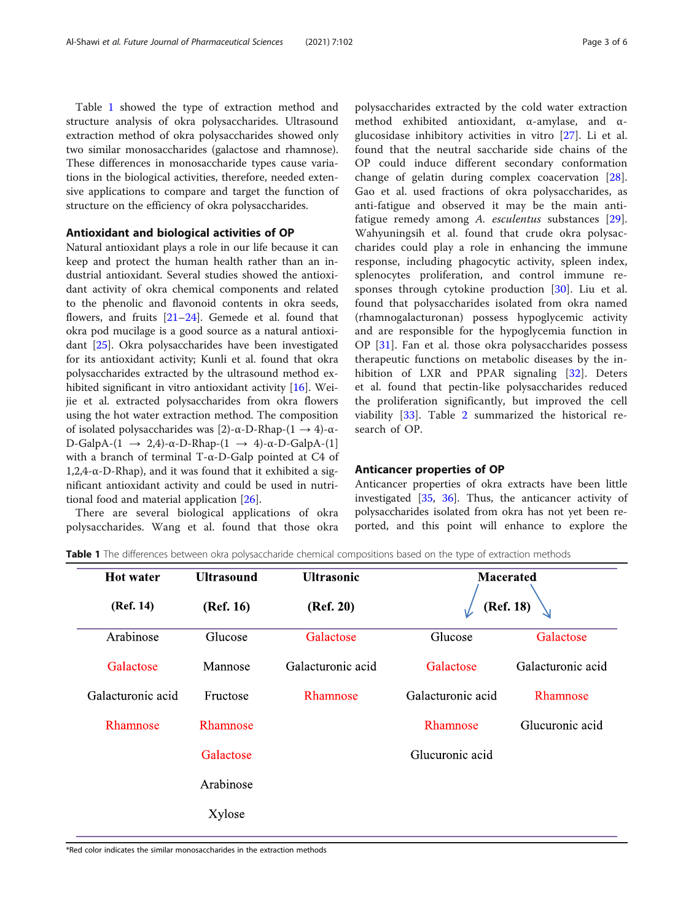Table 1 showed the type of extraction method and structure analysis of okra polysaccharides. Ultrasound extraction method of okra polysaccharides showed only two similar monosaccharides (galactose and rhamnose). These differences in monosaccharide types cause variations in the biological activities, therefore, needed extensive applications to compare and target the function of structure on the efficiency of okra polysaccharides.

## Antioxidant and biological activities of OP

Natural antioxidant plays a role in our life because it can keep and protect the human health rather than an industrial antioxidant. Several studies showed the antioxidant activity of okra chemical components and related to the phenolic and flavonoid contents in okra seeds, flowers, and fruits [21–24]. Gemede et al. found that okra pod mucilage is a good source as a natural antioxidant [25]. Okra polysaccharides have been investigated for its antioxidant activity; Kunli et al. found that okra polysaccharides extracted by the ultrasound method exhibited significant in vitro antioxidant activity [16]. Weijie et al. extracted polysaccharides from okra flowers using the hot water extraction method. The composition of isolated polysaccharides was [2)-α-D-Rhap-(1 → 4)-α-D-GalpA-(1 → 2,4)-α-D-Rhap-(1 → 4)-α-D-GalpA-(1] with a branch of terminal T-α-D-Galp pointed at C4 of 1,2,4-α-D-Rhap), and it was found that it exhibited a significant antioxidant activity and could be used in nutritional food and material application [26].

There are several biological applications of okra polysaccharides. Wang et al. found that those okra polysaccharides extracted by the cold water extraction method exhibited antioxidant, α-amylase, and α-glucosidase inhibitory activities in vitro [27]. Li et al. found that the neutral saccharide side chains of the OP could induce different secondary conformation change of gelatin during complex coacervation [28]. Gao et al. used fractions of okra polysaccharides, as anti-fatigue and observed it may be the main anti-fatigue remedy among *A. esculentus* substances [29]. Wahyuningsih et al. found that crude okra polysaccharides could play a role in enhancing the immune response, including phagocytic activity, spleen index, splenocytes proliferation, and control immune responses through cytokine production [30]. Liu et al. found that polysaccharides isolated from okra named (rhamnogalacturonan) possess hypoglycemic activity and are responsible for the hypoglycemia function in OP [31]. Fan et al. those okra polysaccharides possess therapeutic functions on metabolic diseases by the inhibition of LXR and PPAR signaling [32]. Deters et al. found that pectin-like polysaccharides reduced the proliferation significantly, but improved the cell viability [33]. Table 2 summarized the historical research of OP.

## Anticancer properties of OP

Anticancer properties of okra extracts have been little investigated [35, 36]. Thus, the anticancer activity of polysaccharides isolated from okra has not yet been reported, and this point will enhance to explore the

**Table 1** The differences between okra polysaccharide chemical compositions based on the type of extraction methods

| Hot water (Ref. 14) | Ultrasound (Ref. 16) | Ultrasonic (Ref. 20) | Macerated (Ref. 18) | |
|---|---|---|---|---|
| Arabinose | Glucose | Galactose | Glucose | Galactose |
| Galactose | Mannose | Galacturonic acid | Galactose | Galacturonic acid |
| Galacturonic acid | Fructose | Rhamnose | Galacturonic acid | Rhamnose |
| Rhamnose | Rhamnose | | Rhamnose | Glucuronic acid |
| | Galactose | | Glucuronic acid | |
| | Arabinose | | | |
| | Xylose | | | |

*Red color indicates the similar monosaccharides in the extraction methods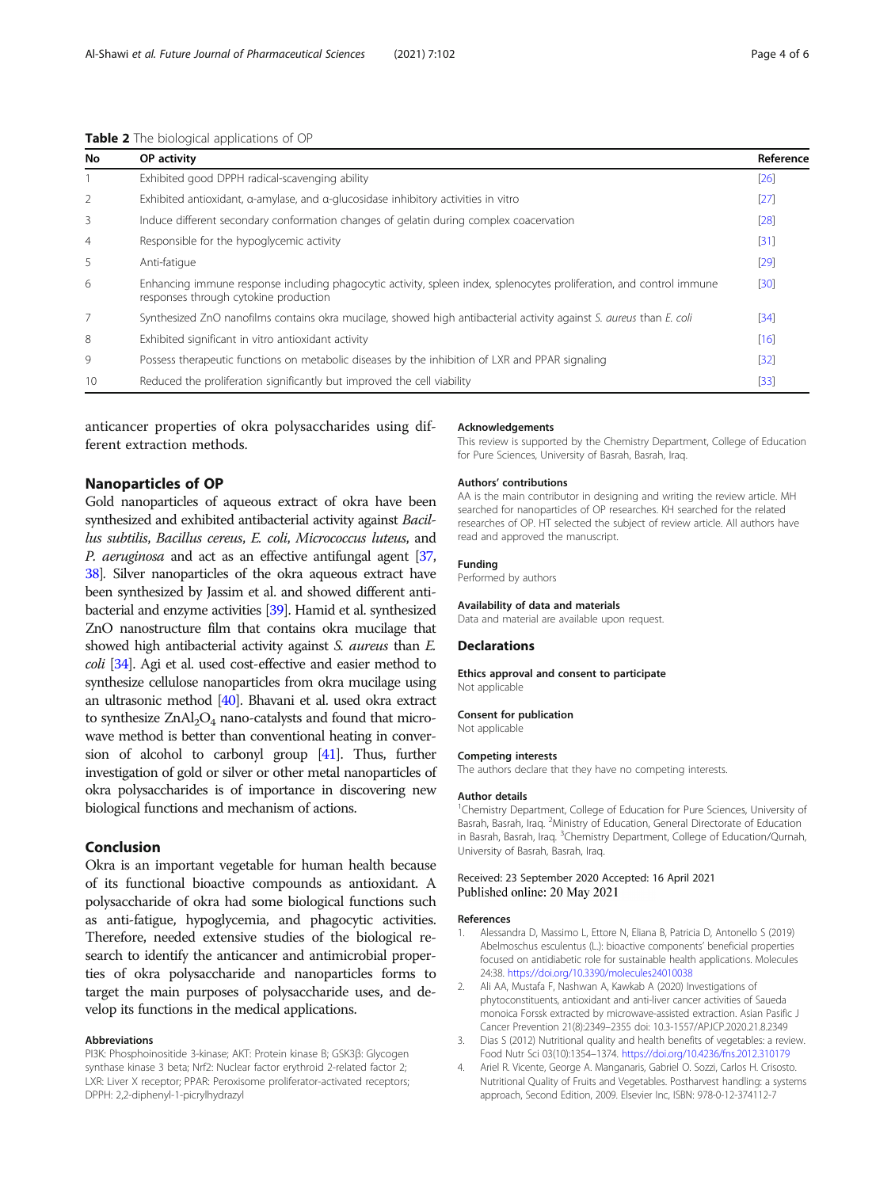**Table 2** The biological applications of OP

| No | OP activity | Reference |
| --- | --- | --- |
| 1 | Exhibited good DPPH radical-scavenging ability | [26] |
| 2 | Exhibited antioxidant, α-amylase, and α-glucosidase inhibitory activities in vitro | [27] |
| 3 | Induce different secondary conformation changes of gelatin during complex coacervation | [28] |
| 4 | Responsible for the hypoglycemic activity | [31] |
| 5 | Anti-fatigue | [29] |
| 6 | Enhancing immune response including phagocytic activity, spleen index, splenocytes proliferation, and control immune responses through cytokine production | [30] |
| 7 | Synthesized ZnO nanofilms contains okra mucilage, showed high antibacterial activity against *S. aureus* than *E. coli* | [34] |
| 8 | Exhibited significant in vitro antioxidant activity | [16] |
| 9 | Possess therapeutic functions on metabolic diseases by the inhibition of LXR and PPAR signaling | [32] |
| 10 | Reduced the proliferation significantly but improved the cell viability | [33] |

anticancer properties of okra polysaccharides using different extraction methods.

## Nanoparticles of OP

Gold nanoparticles of aqueous extract of okra have been synthesized and exhibited antibacterial activity against *Bacillus subtilis*, *Bacillus cereus*, *E. coli*, *Micrococcus luteus*, and *P. aeruginosa* and act as an effective antifungal agent [37, 38]. Silver nanoparticles of the okra aqueous extract have been synthesized by Jassim et al. and showed different antibacterial and enzyme activities [39]. Hamid et al. synthesized ZnO nanostructure film that contains okra mucilage that showed high antibacterial activity against *S. aureus* than *E. coli* [34]. Agi et al. used cost-effective and easier method to synthesize cellulose nanoparticles from okra mucilage using an ultrasonic method [40]. Bhavani et al. used okra extract to synthesize $ZnAl_2O_4$ nano-catalysts and found that microwave method is better than conventional heating in conversion of alcohol to carbonyl group [41]. Thus, further investigation of gold or silver or other metal nanoparticles of okra polysaccharides is of importance in discovering new biological functions and mechanism of actions.

## Conclusion

Okra is an important vegetable for human health because of its functional bioactive compounds as antioxidant. A polysaccharide of okra had some biological functions such as anti-fatigue, hypoglycemia, and phagocytic activities. Therefore, needed extensive studies of the biological research to identify the anticancer and antimicrobial properties of okra polysaccharide and nanoparticles forms to target the main purposes of polysaccharide uses, and develop its functions in the medical applications.

#### Abbreviations

PI3K: Phosphoinositide 3-kinase; AKT: Protein kinase B; GSK3β: Glycogen synthase kinase 3 beta; Nrf2: Nuclear factor erythroid 2-related factor 2; LXR: Liver X receptor; PPAR: Peroxisome proliferator-activated receptors; DPPH: 2,2-diphenyl-1-picrylhydrazyl

#### Acknowledgements

This review is supported by the Chemistry Department, College of Education for Pure Sciences, University of Basrah, Basrah, Iraq.

#### Authors' contributions

AA is the main contributor in designing and writing the review article. MH searched for nanoparticles of OP researches. KH searched for the related researches of OP. HT selected the subject of review article. All authors have read and approved the manuscript.

#### Funding

Performed by authors

#### Availability of data and materials

Data and material are available upon request.

## Declarations

#### Ethics approval and consent to participate

Not applicable

#### Consent for publication

Not applicable

#### Competing interests

The authors declare that they have no competing interests.

#### Author details

[1]Chemistry Department, College of Education for Pure Sciences, University of Basrah, Basrah, Iraq. [2]Ministry of Education, General Directorate of Education in Basrah, Basrah, Iraq. [3]Chemistry Department, College of Education/Qurnah, University of Basrah, Basrah, Iraq.

Received: 23 September 2020 Accepted: 16 April 2021
Published online: 20 May 2021

#### References

1. Alessandra D, Massimo L, Ettore N, Eliana B, Patricia D, Antonello S (2019) Abelmoschus esculentus (L.): bioactive components' beneficial properties focused on antidiabetic role for sustainable health applications. Molecules 24:38. https://doi.org/10.3390/molecules24010038
2. Ali AA, Mustafa F, Nashwan A, Kawkab A (2020) Investigations of phytoconstituents, antioxidant and anti-liver cancer activities of Saueda monoica Forssk extracted by microwave-assisted extraction. Asian Pasific J Cancer Prevention 21(8):2349–2355 doi: 10.3-1557/APJCP.2020.21.8.2349
3. Dias S (2012) Nutritional quality and health benefits of vegetables: a review. Food Nutr Sci 03(10):1354–1374. https://doi.org/10.4236/fns.2012.310179
4. Ariel R. Vicente, George A. Manganaris, Gabriel O. Sozzi, Carlos H. Crisosto. Nutritional Quality of Fruits and Vegetables. Postharvest handling: a systems approach, Second Edition, 2009. Elsevier Inc, ISBN: 978-0-12-374112-7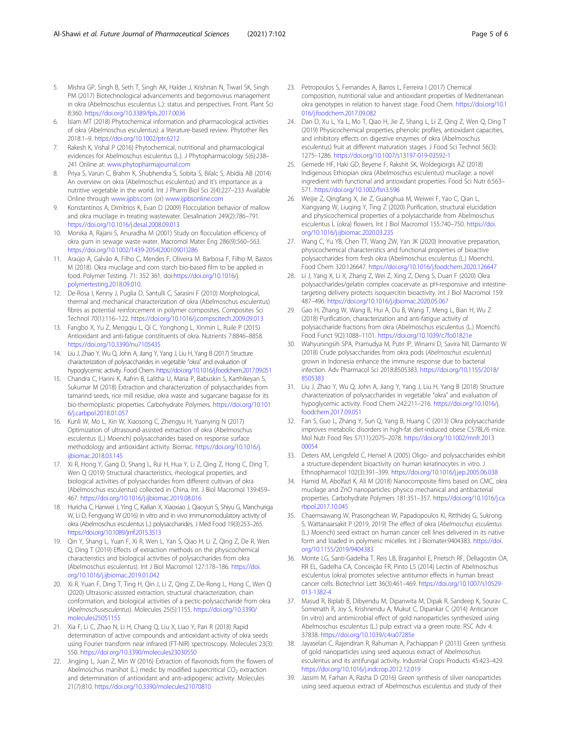5. Mishra GP, Singh B, Seth T, Singh AK, Halder J, Krishnan N, Tiwari SK, Singh PM (2017) Biotechnological advancements and begomovirus management in okra (Abelmoschus esculentus L.): status and perspectives. Front. Plant Sci 8:360. https://doi.org/10.3389/fpls.2017.0036
6. Islam MT (2018) Phytochemical information and pharmacological activities of okra (Abelmoschus esculentus): a literature-based review. Phytother Res 2018:1–9. https://doi.org/10.1002/ptr.6212
7. Rakesh K, Vishal P (2016) Phytochemical, nutritional and pharmacological evidences for Abelmoschus esculentus (L.). J Phytopharmacology 5(6):238–241 Online at: www.phytopharmajournal.com
8. Priya S, Varun C, Brahm K, Shubhendra S, Sobita S, Bilalc S, Abidia AB (2014) An overview on okra (Abelmoschus esculentus) and it's importance as a nutritive vegetable in the world. Int J Pharm Biol Sci 2(4):227–233 Available Online through www.ijpbs.com (or) www.ijpbsonline.com
9. Konstantinos A, Dimitrios K, Evan D (2009) Flocculation behavior of mallow and okra mucilage in treating wastewater. Desalination 249(2):786–791. https://doi.org/10.1016/j.desal.2008.09.013
10. Monika A, Rajani S, Anuradha M (2001) Study on flocculation efficiency of okra gum in sewage waste water. Macromol Mater Eng 286(9):560–563. https://doi.org/10.1002/1439-2054(20010901)286
11. Araújo A, Galvão A, Filho C, Mendes F, Oliveira M. Barbosa F, Filho M, Bastos M (2018). Okra mucilage and corn starch bio-based film to be applied in food. Polymer Testing. 71: 352 361. doi:https://doi.org/10.1016/j.polymertesting.2018.09.010.
12. De-Rosa I, Kenny J, Puglia D, Santulli C, Sarasini F (2010) Morphological, thermal and mechanical characterization of okra (Abelmoschus esculentus) fibres as potential reinforcement in polymer composites. Composites Sci Technol 70(1):116–122. https://doi.org/10.1016/j.compscitech.2009.09.013
13. Fangbo X, Yu Z, Mengqiu L, Qi C, Yonghong L, Xinmin L, Ruile P (2015) Antioxidant and anti-fatigue constituents of okra. Nutrients 7:8846–8858. https://doi.org/10.3390/nu7105435
14. Liu J, Zhao Y, Wu Q, John A, Jiang Y, Yang J, Liu H, Yang B (2017) Structure characterization of polysaccharides in vegetable "okra" and evaluation of hypoglycemic activity. Food Chem. https://doi.org/10.1016/j.foodchem.2017.09.051
15. Chandra C, Harini K, Aafrin B, Lalitha U, Maria P, Babuskin S, Karthikeyan S, Sukumar M (2018) Extraction and characterization of polysaccharides from tamarind seeds, rice mill residue, okra waste and sugarcane bagasse for its bio-thermoplastic properties. Carbohydrate Polymers. https://doi.org/10.1016/j.carbpol.2018.01.057
16. Kunli W, Mo L, Xin W, Xiaosong C, Zhengyu H, Yuanying N (2017) Optimization of ultrasound-assisted extraction of okra (Abelmoschus esculentus (L.) Moench) polysaccharides based on response surface methodology and antioxidant activity. Biomac. https://doi.org/10.1016/j.ijbiomac.2018.03.145
17. Xi R, Hong Y, Gang D, Shang L, Rui H, Hua Y, Li Z, Qing Z, Hong C, Ding T, Wen Q (2019) Structural characteristics, rheological properties, and biological activities of polysaccharides from different cultivars of okra (Abelmoschus esculentus) collected in China. Int. J Biol Macromol 139:459–467. https://doi.org/10.1016/j.ijbiomac.2019.08.016
18. Huricha C, Hanwei J, Ying C, Kailian X, Xiaoxiao J, Qiaoyun S, Shiyu G, Manchuriga W, Li D, Fengyang W (2016) In vitro and in vivo immunomodulatory activity of okra (Abelmoschus esculentus L.) polysaccharides. J Med Food 19(3):253–265. https://doi.org/10.1089/jmf.2015.3513
19. Qin Y, Shang L, Yuan F, Xi R, Wen L, Yan S, Qiao H, Li Z, Qing Z, De R, Wen Q, Ding T (2019) Effects of extraction methods on the physicochemical characteristics and biological activities of polysaccharides from okra (Abelmoschus esculentus). Int J Biol Macromol 127:178–186. https://doi.org/10.1016/j.ijbiomac.2019.01.042
20. Xi R, Yuan F, Ding T, Ting H, Qin J, Li Z, Qing Z, De-Rong L, Hong C, Wen Q (2020) Ultrasonic-assisted extraction, structural characterization, chain conformation, and biological activities of a pectic-polysaccharide from okra (*Abelmoschusesculentus*). Molecules 25(5):1155. https://doi.org/10.3390/molecules25051155
21. Xia F, Li C, Zhao N, Li H, Chang Q, Liu X, Liao Y, Pan R (2018) Rapid determination of active compounds and antioxidant activity of okra seeds using Fourier transform near infrared (FT-NIR) spectroscopy. Molecules 23(3):550. https://doi.org/10.3390/molecules23030550
22. Jingjing L, Juan Z, Min W (2016) Extraction of flavonoids from the flowers of Abelmoschus manihot (L.) medic by modified supercritical $CO_2$ extraction and determination of antioxidant and anti-adipogenic activity. Molecules 21(7):810. https://doi.org/10.3390/molecules21070810
23. Petropoulos S, Fernandes A, Barros L, Ferreira I (2017) Chemical composition, nutritional value and antioxidant properties of Mediterranean okra genotypes in relation to harvest stage. Food Chem. https://doi.org/10.1016/j.foodchem.2017.09.082
24. Dan D, Xu L, Ya L, Mo T, Qiao H, Jie Z, Shang L, Li Z, Qing Z, Wen Q, Ding T (2019) Physicochemical properties, phenolic profiles, antioxidant capacities, and inhibitory effects on digestive enzymes of okra (Abelmoschus esculentus) fruit at different maturation stages. J Food Sci Technol 56(3):1275–1286. https://doi.org/10.1007/s13197-019-03592-1
25. Gemede HF, Haki GD, Beyene F, Rakshit SK, Woldegiorgis AZ (2018) Indigenous Ethiopian okra (Abelmoschus esculentus) mucilage: a novel ingredient with functional and antioxidant properties. Food Sci Nutr 6:563–571. https://doi.org/10.1002/fsn3.596
26. Weijie Z, Qingfang X, Jie Z, Guanghua M, Weiwei F, Yao C, Qian L, Xiangyang W, Liuqing Y, Ting Z (2020) Purification, structural elucidation and physicochemical properties of a polysaccharide from Abelmoschus esculentus L (okra) flowers. Int J Biol Macromol 155:740–750. https://doi.org/10.1016/j.ijbiomac.2020.03.235
27. Wang C, Yu YB, Chen TT, Wang ZW, Yan JK (2020) Innovative preparation, physicochemical characteristics and functional properties of bioactive polysaccharides from fresh okra (Abelmoschus esculentus (L.) Moench). Food Chem 320:126647. https://doi.org/10.1016/j.foodchem.2020.126647
28. Li J, Yang X, Li X, Zhang Z, Wei Z, Xing Z, Deng S, Duan F (2020) Okra polysaccharides/gelatin complex coacervate as pH-responsive and intestine-targeting delivery protects isoquercitin bioactivity. Int J Biol Macromol 159:487–496. https://doi.org/10.1016/j.ijbiomac.2020.05.067
29. Gao H, Zhang W, Wang B, Hui A, Du B, Wang T, Meng L, Bian H, Wu Z (2018) Purification, characterization and anti-fatigue activity of polysaccharide fractions from okra (Abelmoschus esculentus (L.) Moench). Food Funct 9(2):1088–1101. https://doi.org/10.1039/c7fo01821e
30. Wahyuningsih SPA, Pramudya M, Putri IP, Winarni D, Savira NII, Darmanto W (2018) Crude polysaccharides from okra pods (*Abelmoschus esculentus*) grown in Indonesia enhance the immune response due to bacterial infection. Adv Pharmacol Sci 2018:8505383. https://doi.org/10.1155/2018/8505383
31. Liu J, Zhao Y, Wu Q, John A, Jiang Y, Yang J, Liu H, Yang B (2018) Structure characterization of polysaccharides in vegetable "okra" and evaluation of hypoglycemic activity. Food Chem 242:211–216. https://doi.org/10.1016/j.foodchem.2017.09.051
32. Fan S, Guo L, Zhang Y, Sun Q, Yang B, Huang C (2013) Okra polysaccharide improves metabolic disorders in high-fat diet-induced obese C57BL/6 mice. Mol Nutr Food Res 57(11):2075–2078. https://doi.org/10.1002/mnfr.201300054
33. Deters AM, Lengsfeld C, Hensel A (2005) Oligo- and polysaccharides exhibit a structure-dependent bioactivity on human keratinocytes in vitro. J Ethnopharmacol 102(3):391–399. https://doi.org/10.1016/j.jep.2005.06.038
34. Hamid M, Abolfazl K, Ali M (2018) Nanocomposite films based on CMC, okra mucilage and ZnO nanoparticles: physico mechanical and antibacterial properties. Carbohydrate Polymers 181:351–357. https://doi.org/10.1016/j.carbpol.2017.10.045
35. Chaemsawang W, Prasongchean W, Papadopoulos KI, Ritthidej G, Sukrong S, Wattanaarsakit P (2019, 2019) The effect of okra (*Abelmoschus esculentus* (L.) Moench) seed extract on human cancer cell lines delivered in its native form and loaded in polymeric micelles. Int J Biomater:9404383. https://doi.org/10.1155/2019/9404383
36. Monte LG, Santi-Gadelha T, Reis LB, Braganhol E, Prietsch RF, Dellagostin OA, RR EL, Gadelha CA, Conceição FR, Pinto LS (2014) Lectin of Abelmoschus esculentus (okra) promotes selective antitumor effects in human breast cancer cells. Biotechnol Lett 36(3):461–469. https://doi.org/10.1007/s10529-013-1382-4
37. Masud R, Biplab B, Dibyendu M, Dipanwita M, Dipak R, Sandeep K, Sourav C, Somenath R, Joy S, Krishnendu A, Mukut C, Dipankar C (2014) Anticancer (in vitro) and antimicrobial effect of gold nanoparticles synthesized using Abelmoschus esculentus (L.) pulp extract via a green route. RSC Adv 4:37838. https://doi.org/10.1039/c4ra07285e
38. Jayaselan C, Rajendiran R, Rahuman A, Pachiappan P (2013) Green synthesis of gold nanoparticles using seed aqueous extract of Abelmoschus esculentus and its antifungal activity. Industrial Crops Products 45:423–429. https://doi.org/10.1016/j.indcrop.2012.12.019
39. Jassim M, Farhan A, Rasha D (2016) Green synthesis of silver nanoparticles using seed aqueous extract of Abelmoschus esculentus and study of their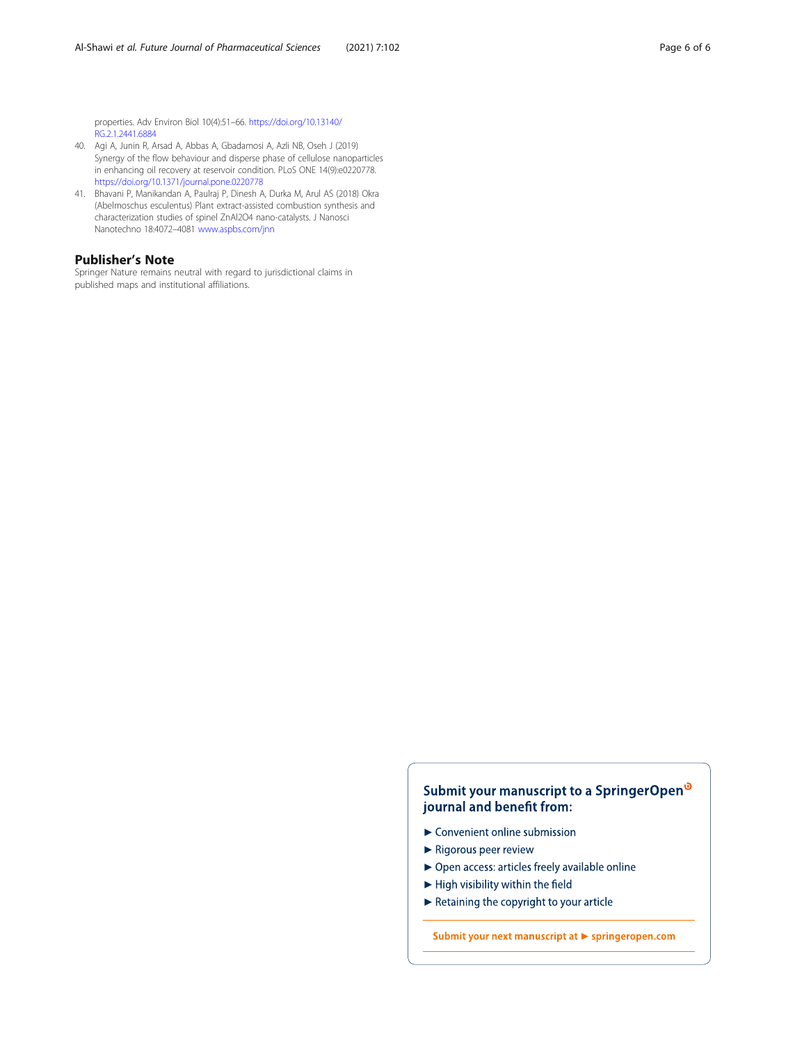properties. Adv Environ Biol 10(4):51–66. https://doi.org/10.13140/RG.2.1.2441.6884

40. Agi A, Junin R, Arsad A, Abbas A, Gbadamosi A, Azli NB, Oseh J (2019) Synergy of the flow behaviour and disperse phase of cellulose nanoparticles in enhancing oil recovery at reservoir condition. PLoS ONE 14(9):e0220778. https://doi.org/10.1371/journal.pone.0220778
41. Bhavani P, Manikandan A, Paulraj P, Dinesh A, Durka M, Arul AS (2018) Okra (Abelmoschus esculentus) Plant extract-assisted combustion synthesis and characterization studies of spinel $ZnAl_2O_4$ nano-catalysts. J Nanosci Nanotechno 18:4072–4081 www.aspbs.com/jnn

## Publisher's Note

Springer Nature remains neutral with regard to jurisdictional claims in published maps and institutional affiliations.

**Submit your manuscript to a SpringerOpen journal and benefit from:**

- ► Convenient online submission
- ► Rigorous peer review
- ► Open access: articles freely available online
- ► High visibility within the field
- ► Retaining the copyright to your article

**Submit your next manuscript at ► springeropen.com**